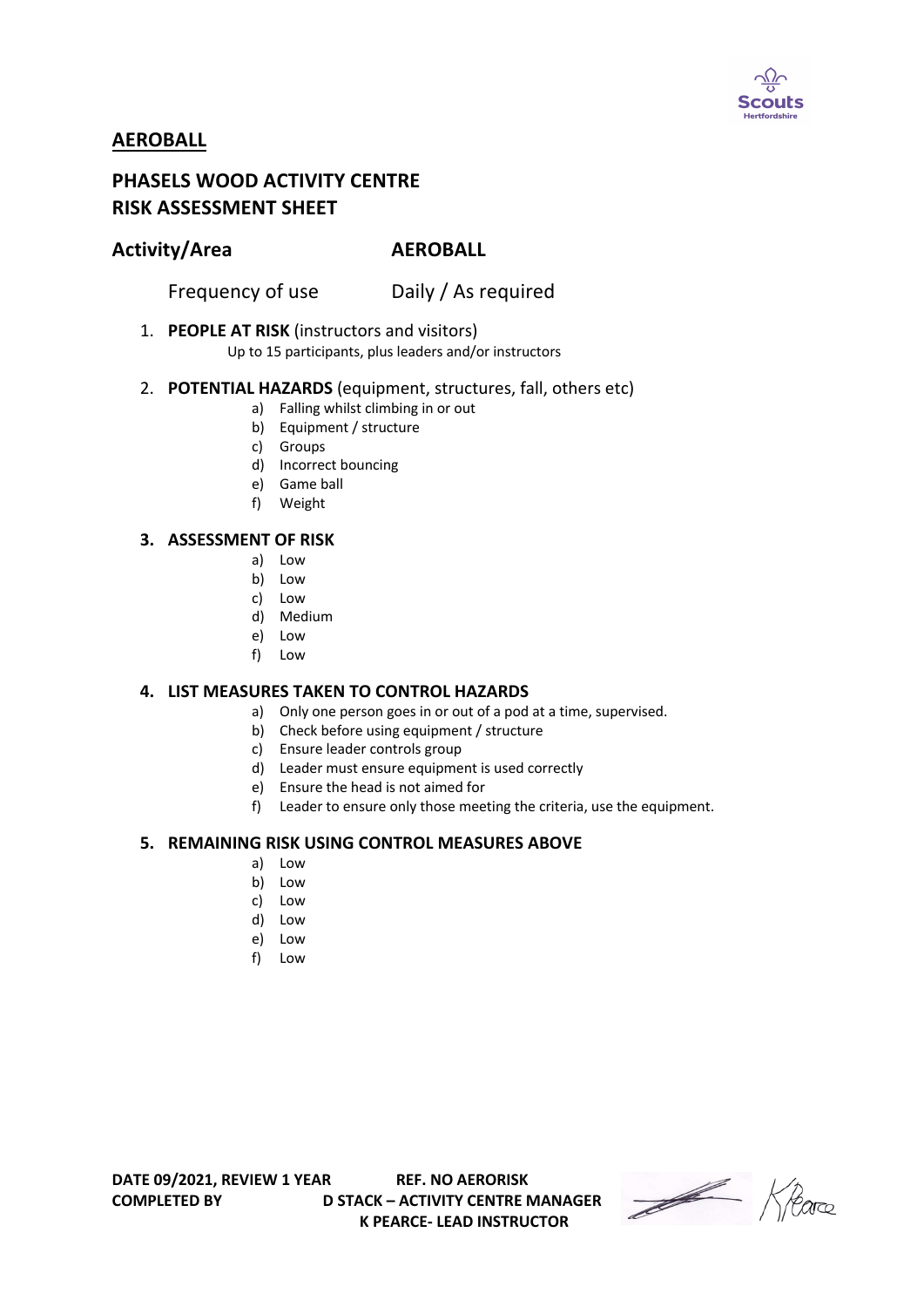## AEROBALL

## PHASELS WOOD ACTIVITY CENTRE
## RISK ASSESSMENT SHEET

### Activity/Area AEROBALL

Frequency of use Daily / As required

1. **PEOPLE AT RISK** (instructors and visitors)
   Up to 15 participants, plus leaders and/or instructors

2. **POTENTIAL HAZARDS** (equipment, structures, fall, others etc)
   a) Falling whilst climbing in or out
   b) Equipment / structure
   c) Groups
   d) Incorrect bouncing
   e) Game ball
   f) Weight

3. **ASSESSMENT OF RISK**
   a) Low
   b) Low
   c) Low
   d) Medium
   e) Low
   f) Low

4. **LIST MEASURES TAKEN TO CONTROL HAZARDS**
   a) Only one person goes in or out of a pod at a time, supervised.
   b) Check before using equipment / structure
   c) Ensure leader controls group
   d) Leader must ensure equipment is used correctly
   e) Ensure the head is not aimed for
   f) Leader to ensure only those meeting the criteria, use the equipment.

5. **REMAINING RISK USING CONTROL MEASURES ABOVE**
   a) Low
   b) Low
   c) Low
   d) Low
   e) Low
   f) Low

**DATE 09/2021, REVIEW 1 YEAR** **REF. NO AERORISK**
**COMPLETED BY** **D STACK – ACTIVITY CENTRE MANAGER**
**K PEARCE- LEAD INSTRUCTOR**

K Pearce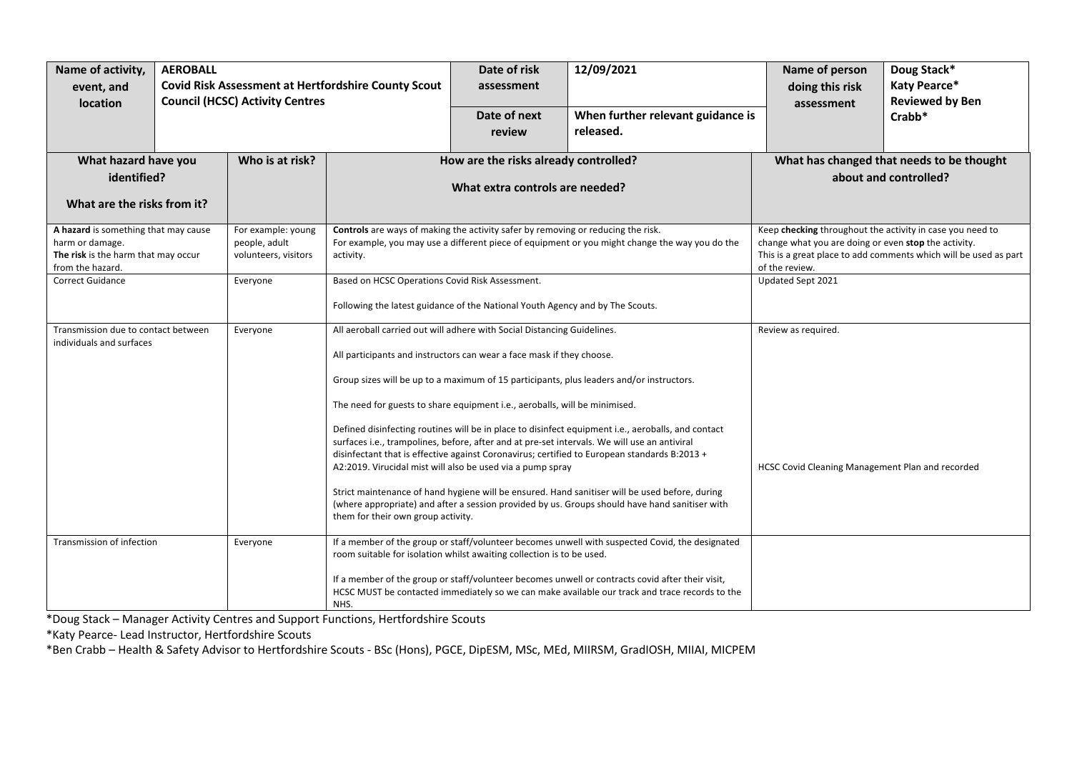| Name of activity, event, and location | AEROBALL Covid Risk Assessment at Hertfordshire County Scout Council (HCSC) Activity Centres | Date of risk assessment | 12/09/2021 | Name of person doing this risk assessment | Doug Stack* Katy Pearce* Reviewed by Ben Crabb* |
|---|---|---|---|---|---|
| | | Date of next review | When further relevant guidance is released. | | |

| What hazard have you identified? What are the risks from it? | Who is at risk? | How are the risks already controlled? What extra controls are needed? | What has changed that needs to be thought about and controlled? |
|---|---|---|---|
| **A hazard** is something that may cause harm or damage. **The risk** is the harm that may occur from the hazard. | For example: young people, adult volunteers, visitors | **Controls** are ways of making the activity safer by removing or reducing the risk. For example, you may use a different piece of equipment or you might change the way you do the activity. | Keep **checking** throughout the activity in case you need to change what you are doing or even **stop** the activity. This is a great place to add comments which will be used as part of the review. |
| Correct Guidance | Everyone | Based on HCSC Operations Covid Risk Assessment.<br><br>Following the latest guidance of the National Youth Agency and by The Scouts. | Updated Sept 2021 |
| Transmission due to contact between individuals and surfaces | Everyone | All aeroball carried out will adhere with Social Distancing Guidelines.<br><br>All participants and instructors can wear a face mask if they choose.<br><br>Group sizes will be up to a maximum of 15 participants, plus leaders and/or instructors.<br><br>The need for guests to share equipment i.e., aeroballs, will be minimised.<br><br>Defined disinfecting routines will be in place to disinfect equipment i.e., aeroballs, and contact surfaces i.e., trampolines, before, after and at pre-set intervals. We will use an antiviral disinfectant that is effective against Coronavirus; certified to European standards B:2013 + A2:2019. Virucidal mist will also be used via a pump spray<br><br>Strict maintenance of hand hygiene will be ensured. Hand sanitiser will be used before, during (where appropriate) and after a session provided by us. Groups should have hand sanitiser with them for their own group activity. | Review as required.<br><br>HCSC Covid Cleaning Management Plan and recorded |
| Transmission of infection | Everyone | If a member of the group or staff/volunteer becomes unwell with suspected Covid, the designated room suitable for isolation whilst awaiting collection is to be used.<br><br>If a member of the group or staff/volunteer becomes unwell or contracts covid after their visit, HCSC MUST be contacted immediately so we can make available our track and trace records to the NHS. | |

*Doug Stack – Manager Activity Centres and Support Functions, Hertfordshire Scouts

*Katy Pearce- Lead Instructor, Hertfordshire Scouts

*Ben Crabb – Health & Safety Advisor to Hertfordshire Scouts - BSc (Hons), PGCE, DipESM, MSc, MEd, MIIRSM, GradIOSH, MIIAI, MICPEM